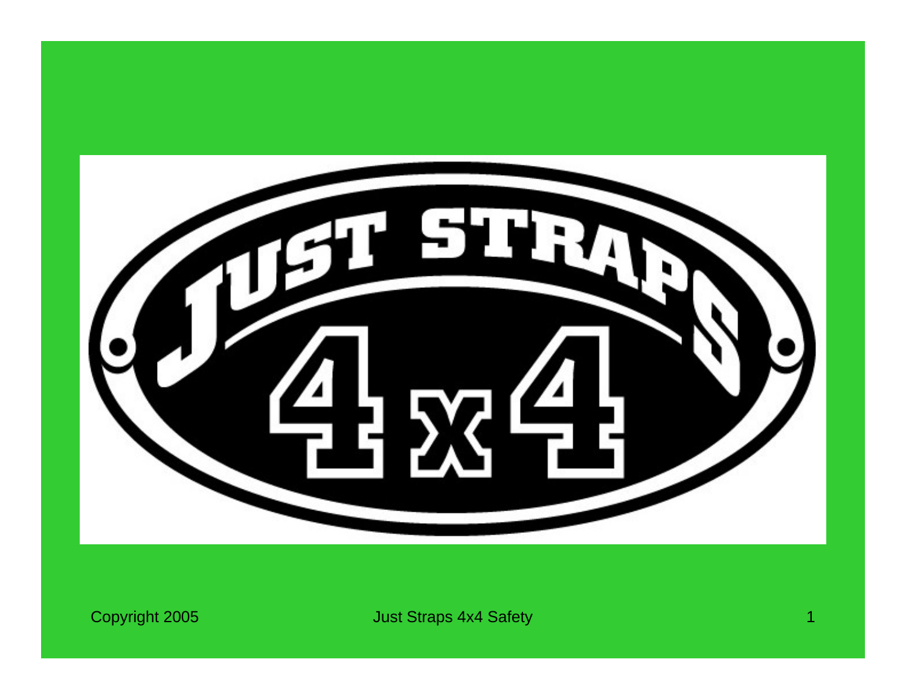# JUST STRAPS 4x4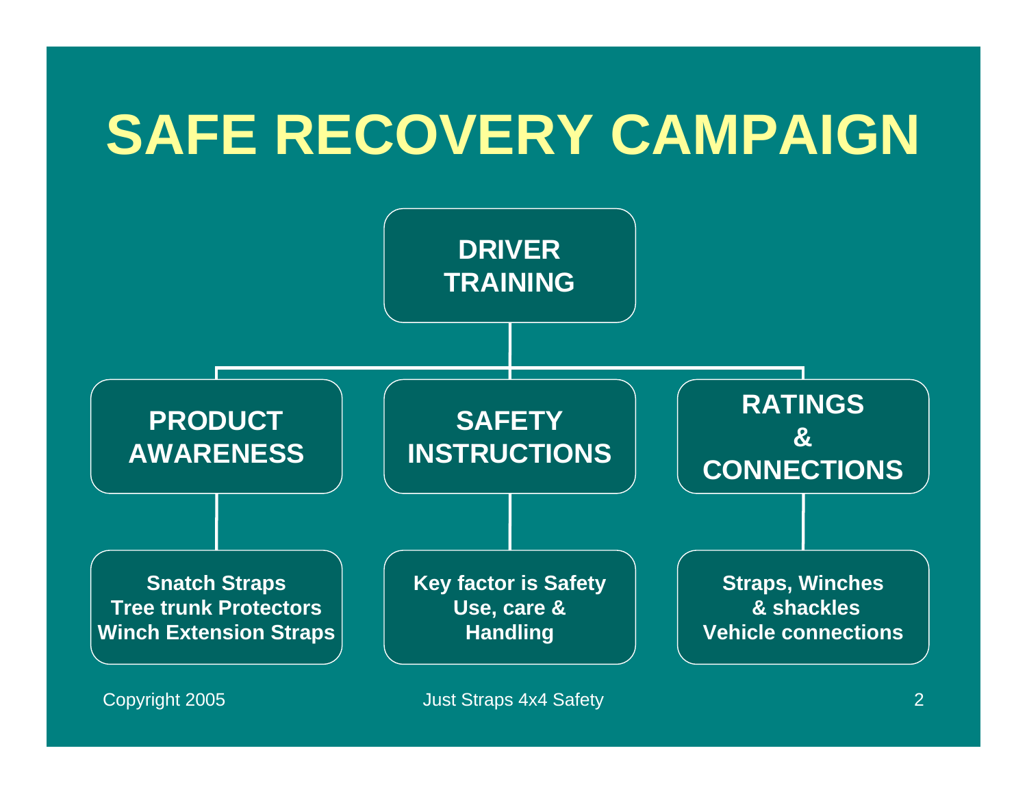# SAFE RECOVERY CAMPAIGN

**DRIVER TRAINING**

**PRODUCT AWARENESS**

**Snatch Straps**
**Tree trunk Protectors**
**Winch Extension Straps**

**SAFETY INSTRUCTIONS**

**Key factor is Safety**
**Use, care & Handling**

**RATINGS & CONNECTIONS**

**Straps, Winches & shackles**
**Vehicle connections**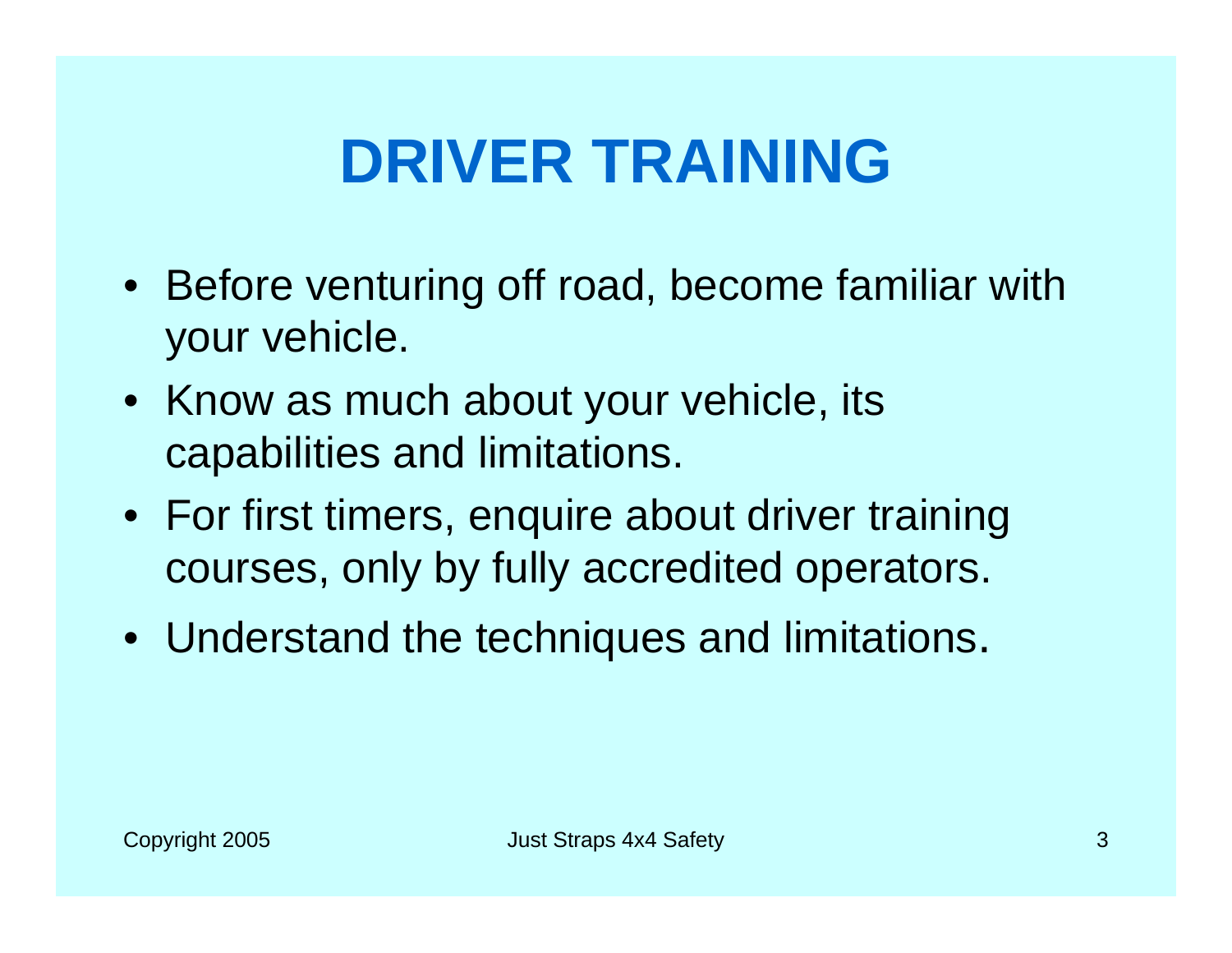# DRIVER TRAINING

- Before venturing off road, become familiar with your vehicle.
- Know as much about your vehicle, its capabilities and limitations.
- For first timers, enquire about driver training courses, only by fully accredited operators.
- Understand the techniques and limitations.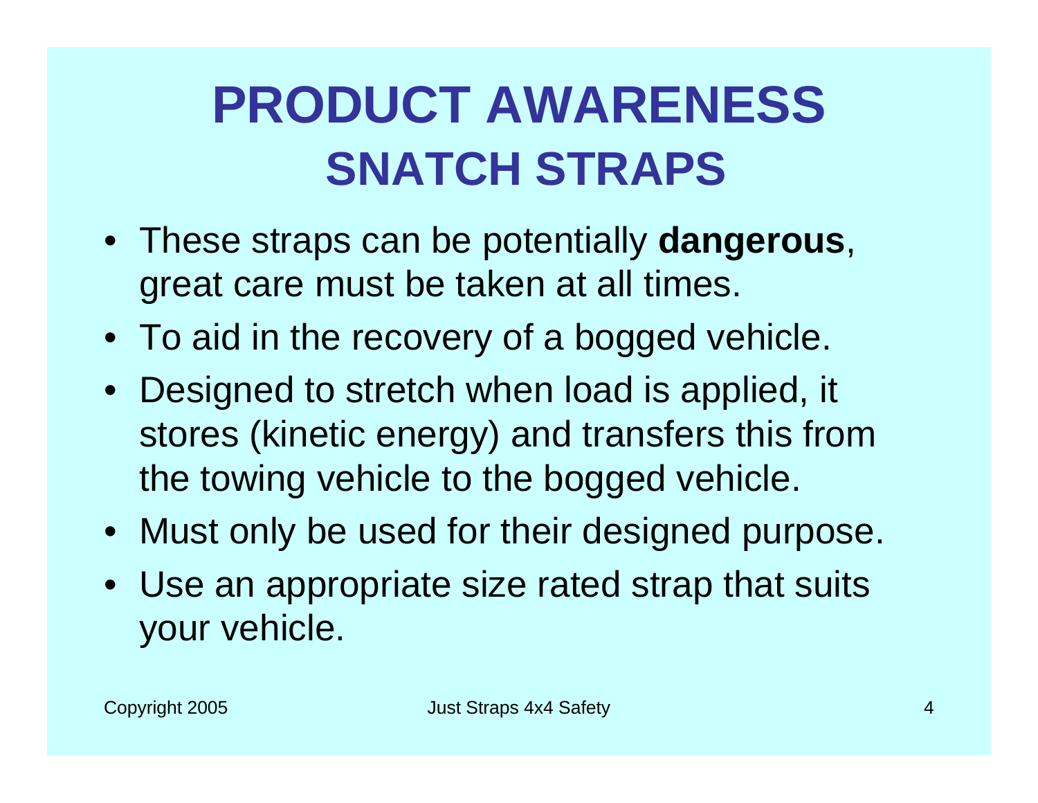# PRODUCT AWARENESS
## SNATCH STRAPS

- These straps can be potentially **dangerous**, great care must be taken at all times.
- To aid in the recovery of a bogged vehicle.
- Designed to stretch when load is applied, it stores (kinetic energy) and transfers this from the towing vehicle to the bogged vehicle.
- Must only be used for their designed purpose.
- Use an appropriate size rated strap that suits your vehicle.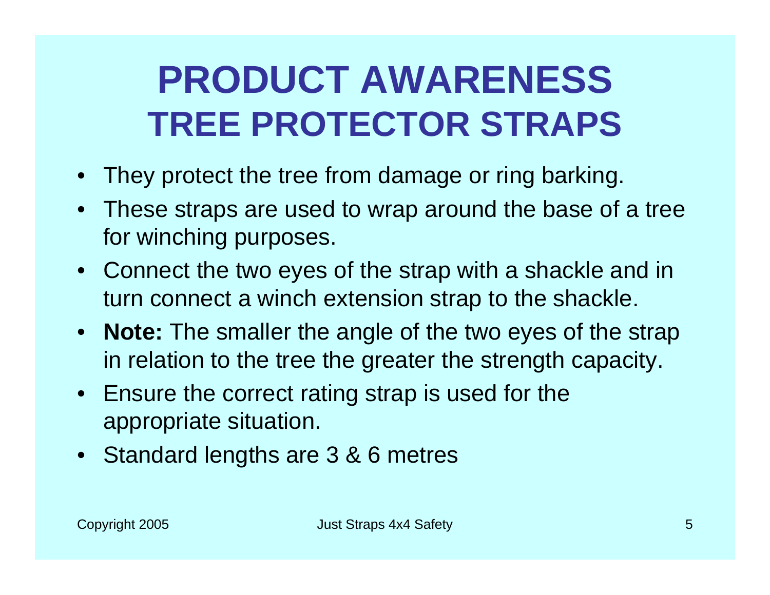# PRODUCT AWARENESS TREE PROTECTOR STRAPS

- They protect the tree from damage or ring barking.
- These straps are used to wrap around the base of a tree for winching purposes.
- Connect the two eyes of the strap with a shackle and in turn connect a winch extension strap to the shackle.
- **Note:** The smaller the angle of the two eyes of the strap in relation to the tree the greater the strength capacity.
- Ensure the correct rating strap is used for the appropriate situation.
- Standard lengths are 3 & 6 metres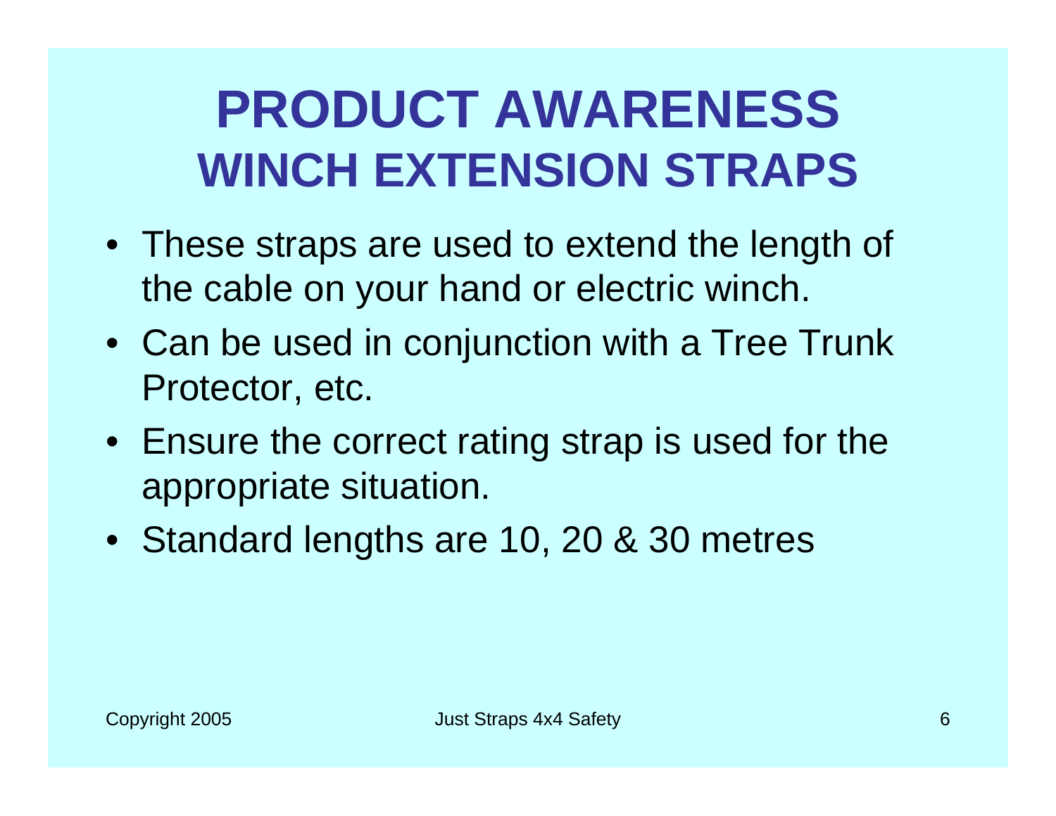# PRODUCT AWARENESS
## WINCH EXTENSION STRAPS

- These straps are used to extend the length of the cable on your hand or electric winch.
- Can be used in conjunction with a Tree Trunk Protector, etc.
- Ensure the correct rating strap is used for the appropriate situation.
- Standard lengths are 10, 20 & 30 metres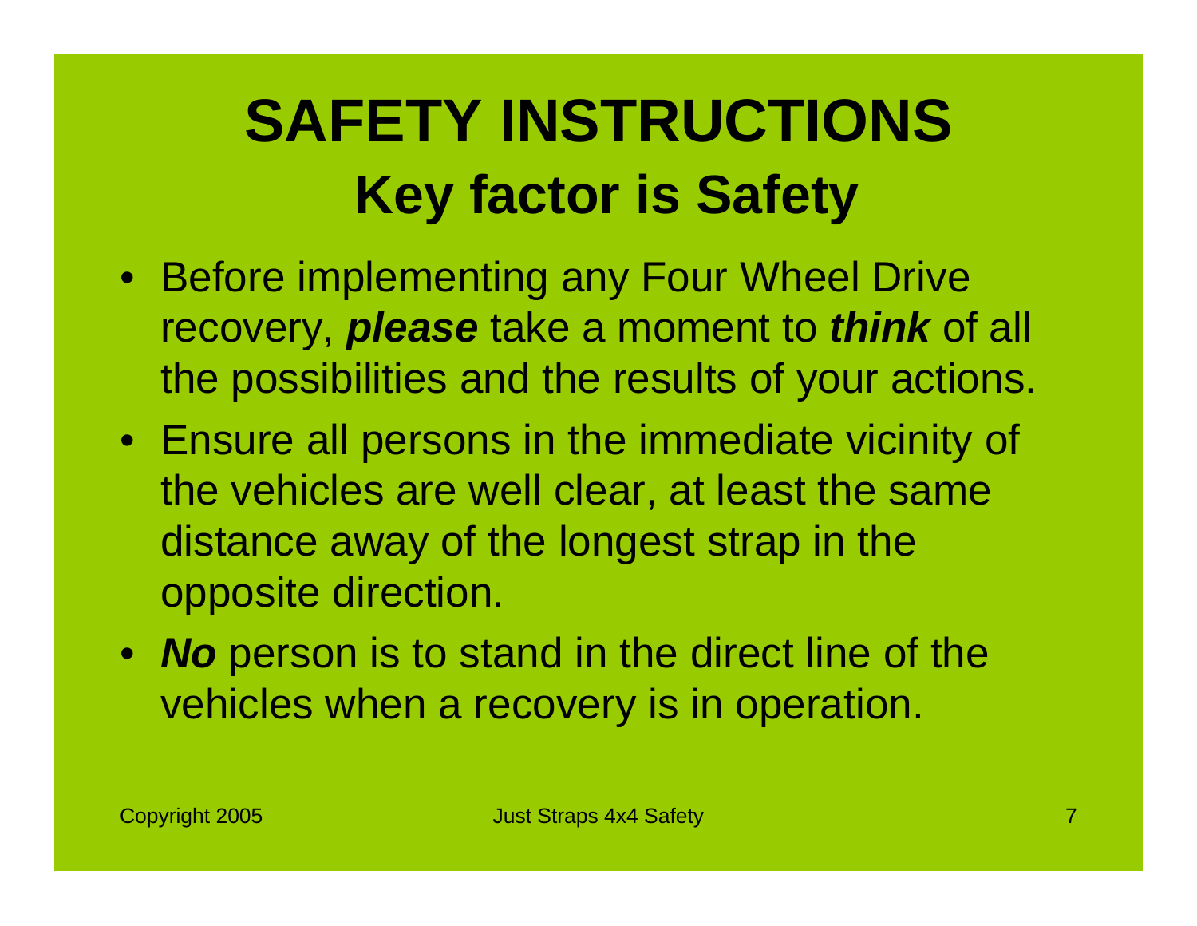# SAFETY INSTRUCTIONS

## Key factor is Safety

- Before implementing any Four Wheel Drive recovery, ***please*** take a moment to ***think*** of all the possibilities and the results of your actions.
- Ensure all persons in the immediate vicinity of the vehicles are well clear, at least the same distance away of the longest strap in the opposite direction.
- ***No*** person is to stand in the direct line of the vehicles when a recovery is in operation.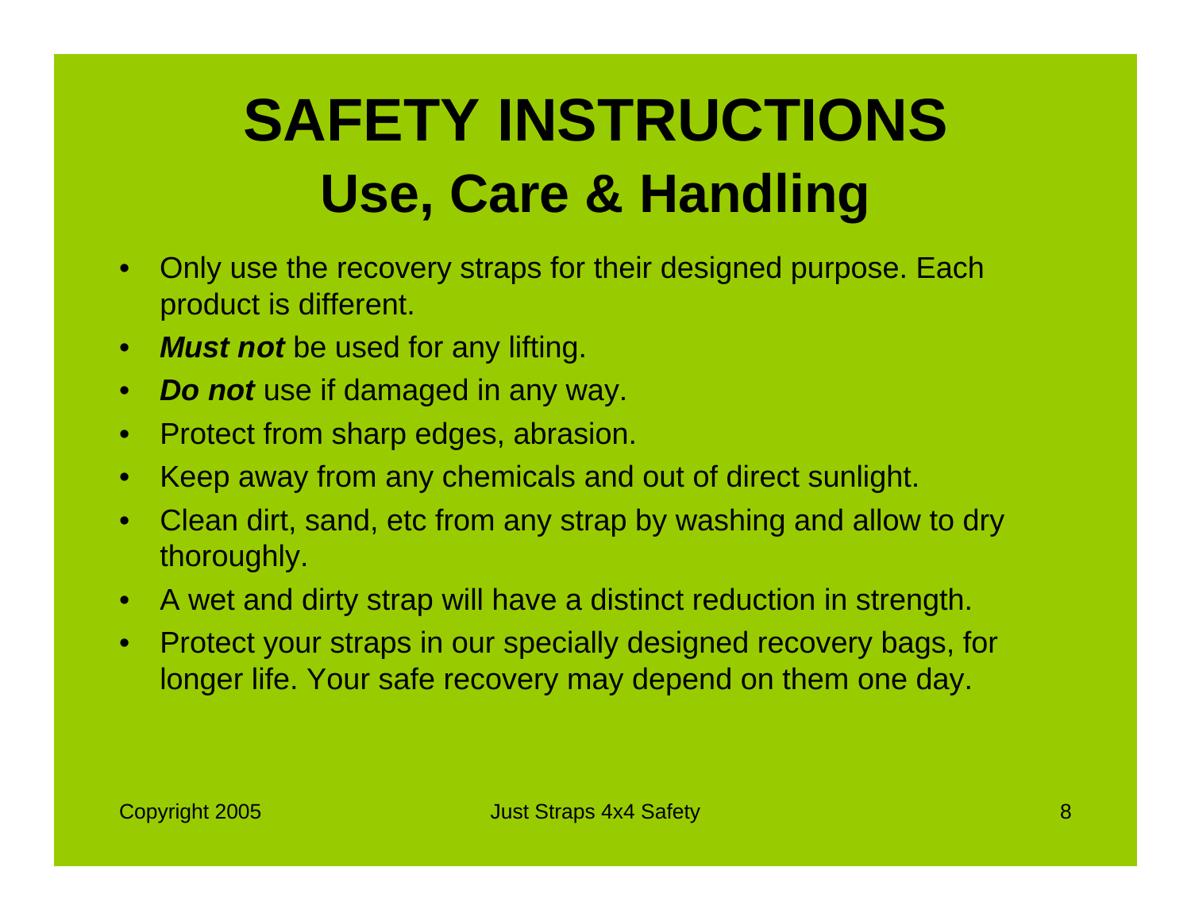# SAFETY INSTRUCTIONS

## Use, Care & Handling

- Only use the recovery straps for their designed purpose. Each product is different.
- ***Must not*** be used for any lifting.
- ***Do not*** use if damaged in any way.
- Protect from sharp edges, abrasion.
- Keep away from any chemicals and out of direct sunlight.
- Clean dirt, sand, etc from any strap by washing and allow to dry thoroughly.
- A wet and dirty strap will have a distinct reduction in strength.
- Protect your straps in our specially designed recovery bags, for longer life. Your safe recovery may depend on them one day.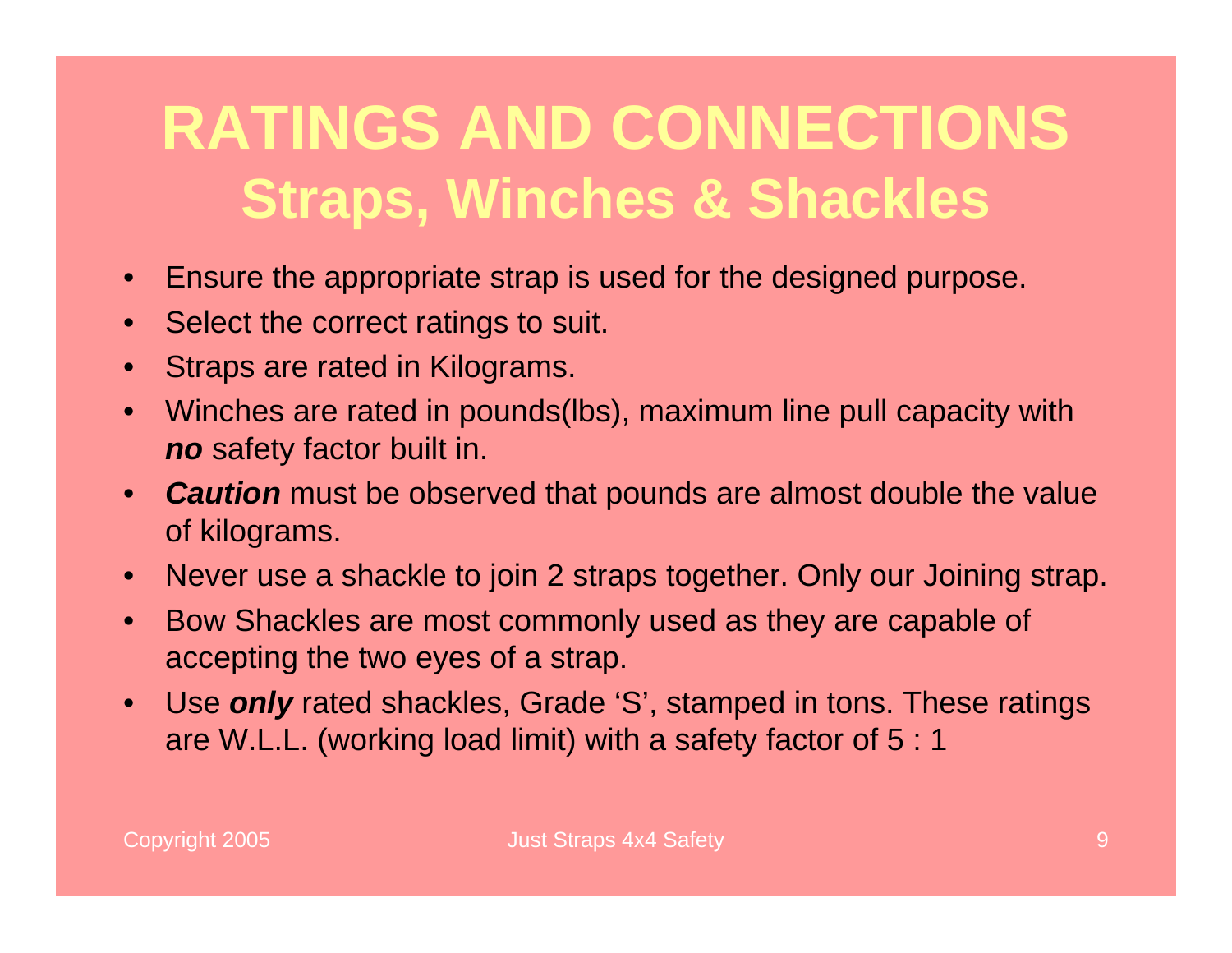# RATINGS AND CONNECTIONS
## Straps, Winches & Shackles

- Ensure the appropriate strap is used for the designed purpose.
- Select the correct ratings to suit.
- Straps are rated in Kilograms.
- Winches are rated in pounds(lbs), maximum line pull capacity with ***no*** safety factor built in.
- ***Caution*** must be observed that pounds are almost double the value of kilograms.
- Never use a shackle to join 2 straps together. Only our Joining strap.
- Bow Shackles are most commonly used as they are capable of accepting the two eyes of a strap.
- Use ***only*** rated shackles, Grade 'S', stamped in tons. These ratings are W.L.L. (working load limit) with a safety factor of 5 : 1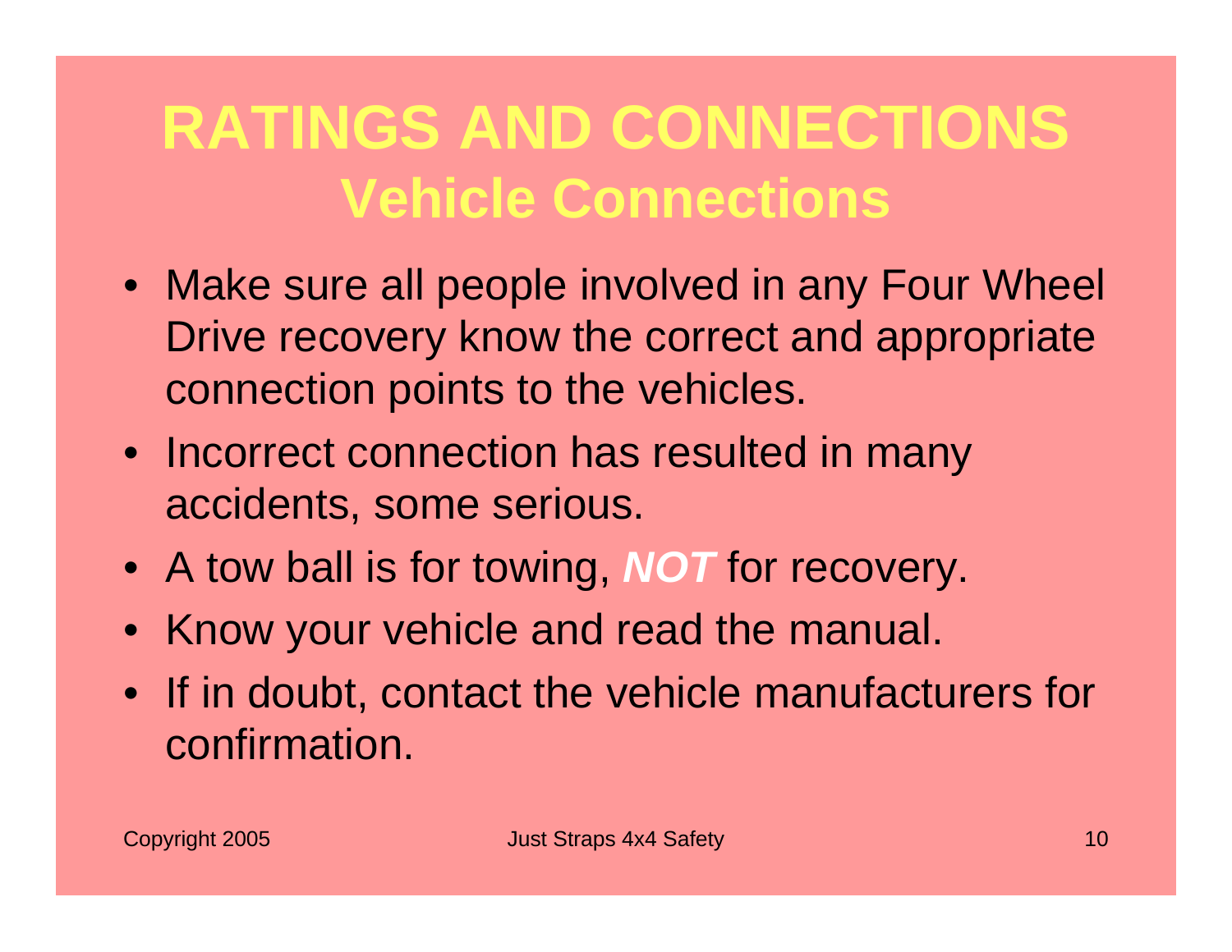# RATINGS AND CONNECTIONS

## Vehicle Connections

- Make sure all people involved in any Four Wheel Drive recovery know the correct and appropriate connection points to the vehicles.
- Incorrect connection has resulted in many accidents, some serious.
- A tow ball is for towing, ***NOT*** for recovery.
- Know your vehicle and read the manual.
- If in doubt, contact the vehicle manufacturers for confirmation.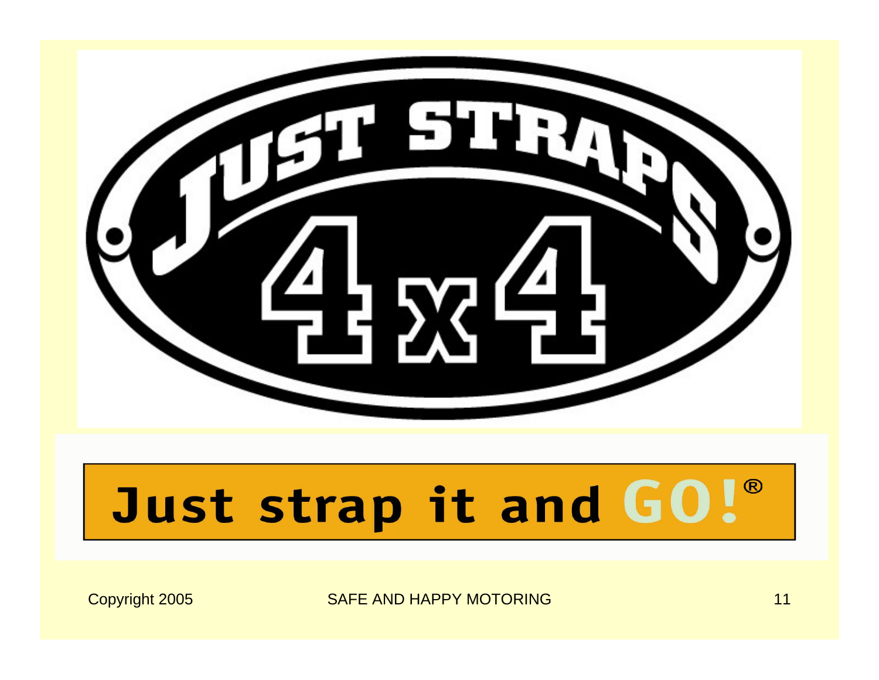JUST STRAPS

4x4

Just strap it and GO!®